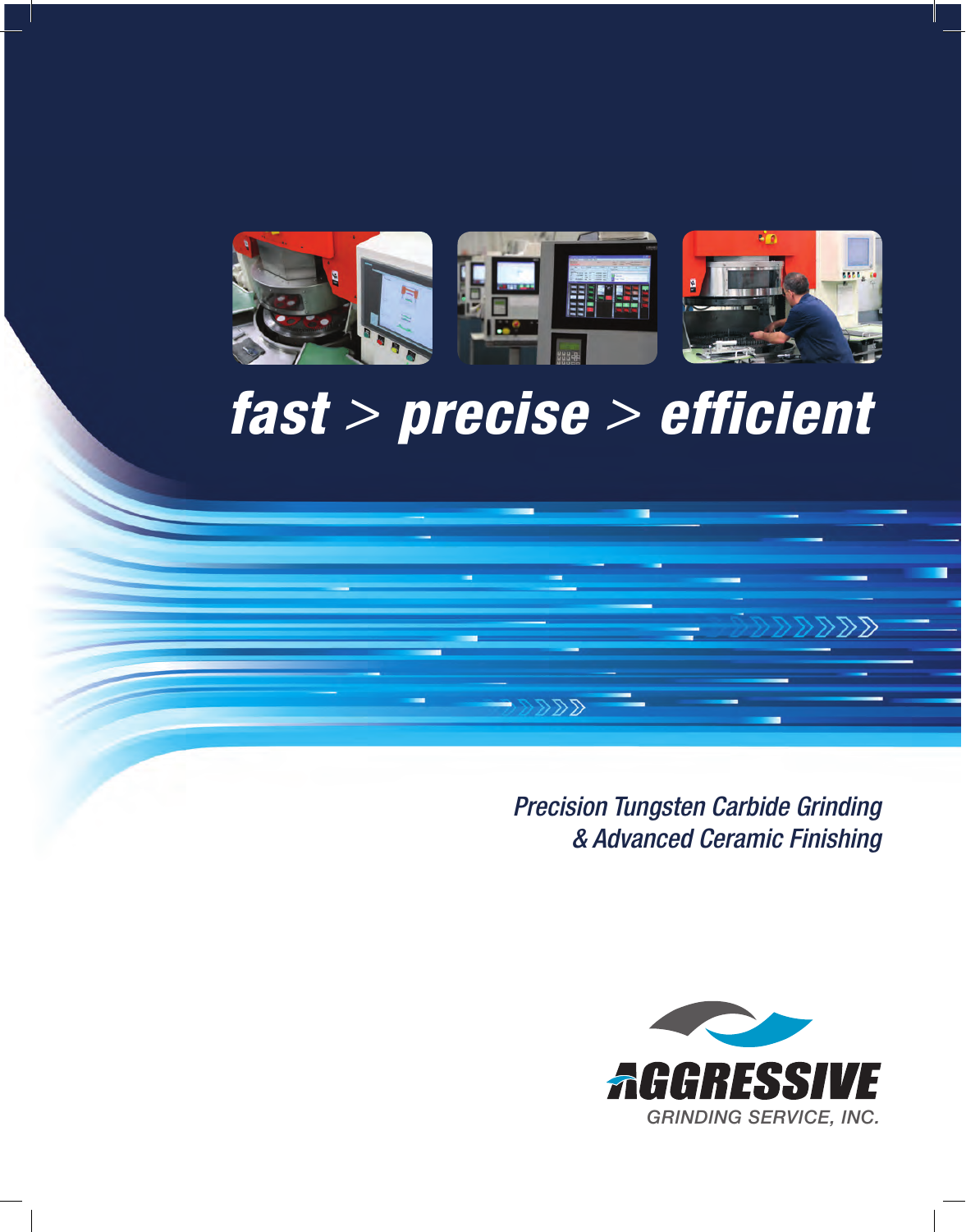# *fast > precise > efficient*

*Precision Tungsten Carbide Grinding*
*& Advanced Ceramic Finishing*

**AGGRESSIVE**
GRINDING SERVICE, INC.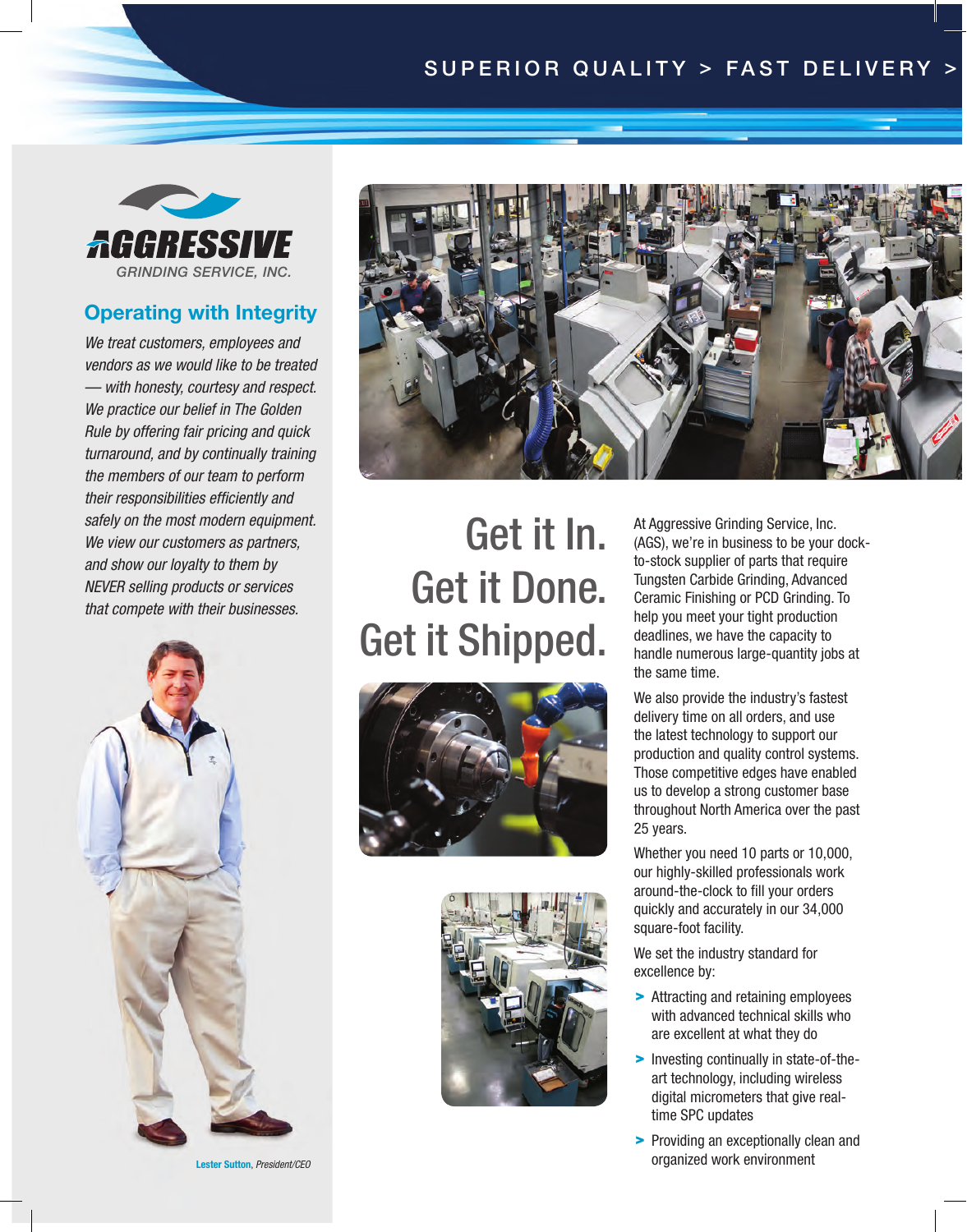SUPERIOR QUALITY > FAST DELIVERY >

AGGRESSIVE GRINDING SERVICE, INC.

## Operating with Integrity

*We treat customers, employees and vendors as we would like to be treated — with honesty, courtesy and respect. We practice our belief in The Golden Rule by offering fair pricing and quick turnaround, and by continually training the members of our team to perform their responsibilities efficiently and safely on the most modern equipment. We view our customers as partners, and show our loyalty to them by NEVER selling products or services that compete with their businesses.*

**Lester Sutton**, *President/CEO*

# Get it In. Get it Done. Get it Shipped.

At Aggressive Grinding Service, Inc. (AGS), we're in business to be your dock-to-stock supplier of parts that require Tungsten Carbide Grinding, Advanced Ceramic Finishing or PCD Grinding. To help you meet your tight production deadlines, we have the capacity to handle numerous large-quantity jobs at the same time.

We also provide the industry's fastest delivery time on all orders, and use the latest technology to support our production and quality control systems. Those competitive edges have enabled us to develop a strong customer base throughout North America over the past 25 years.

Whether you need 10 parts or 10,000, our highly-skilled professionals work around-the-clock to fill your orders quickly and accurately in our 34,000 square-foot facility.

We set the industry standard for excellence by:

- Attracting and retaining employees with advanced technical skills who are excellent at what they do
- Investing continually in state-of-the-art technology, including wireless digital micrometers that give real-time SPC updates
- Providing an exceptionally clean and organized work environment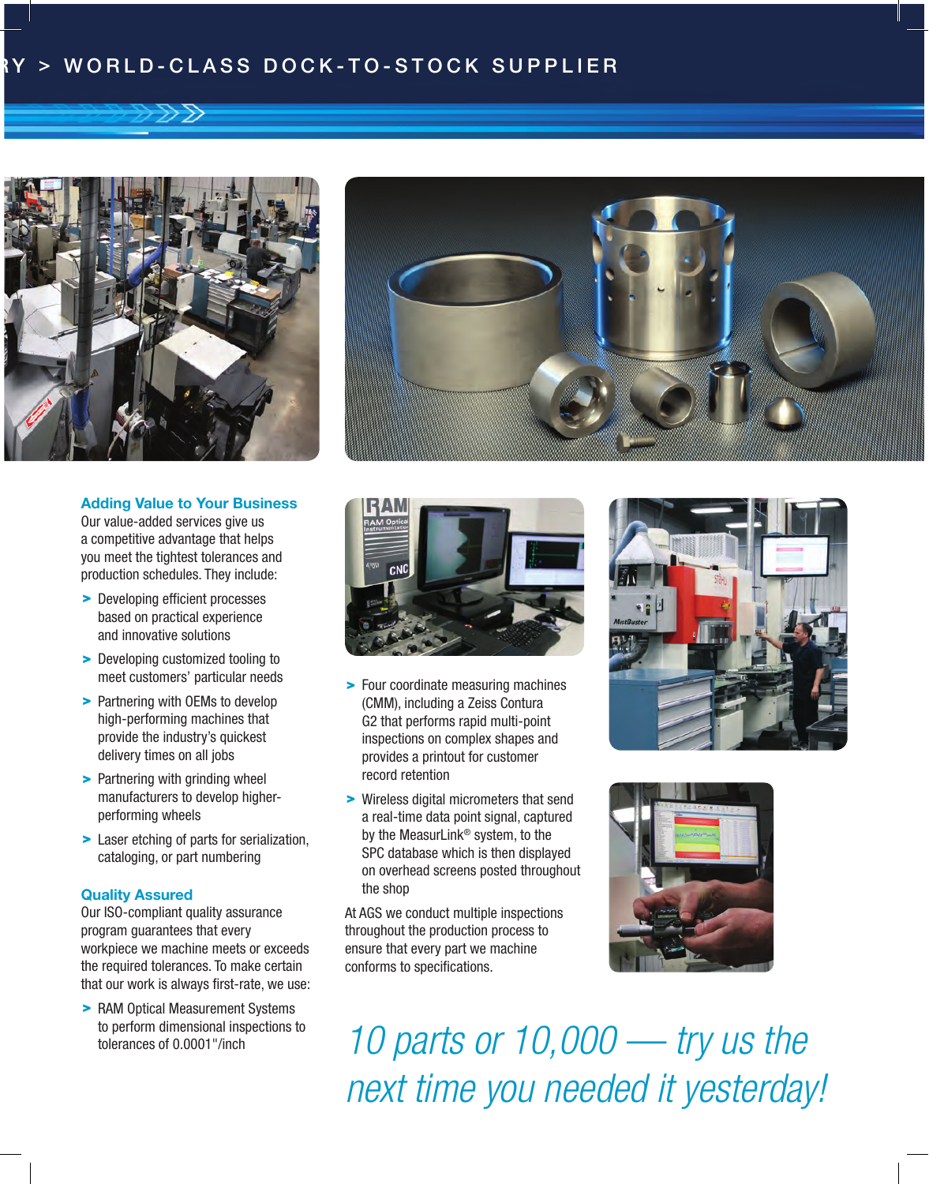RY > WORLD-CLASS DOCK-TO-STOCK SUPPLIER

## Adding Value to Your Business

Our value-added services give us a competitive advantage that helps you meet the tightest tolerances and production schedules. They include:

- Developing efficient processes based on practical experience and innovative solutions
- Developing customized tooling to meet customers' particular needs
- Partnering with OEMs to develop high-performing machines that provide the industry's quickest delivery times on all jobs
- Partnering with grinding wheel manufacturers to develop higher-performing wheels
- Laser etching of parts for serialization, cataloging, or part numbering

## Quality Assured

Our ISO-compliant quality assurance program guarantees that every workpiece we machine meets or exceeds the required tolerances. To make certain that our work is always first-rate, we use:

- RAM Optical Measurement Systems to perform dimensional inspections to tolerances of 0.0001"/inch
- Four coordinate measuring machines (CMM), including a Zeiss Contura G2 that performs rapid multi-point inspections on complex shapes and provides a printout for customer record retention
- Wireless digital micrometers that send a real-time data point signal, captured by the MeasurLink® system, to the SPC database which is then displayed on overhead screens posted throughout the shop

At AGS we conduct multiple inspections throughout the production process to ensure that every part we machine conforms to specifications.

*10 parts or 10,000 — try us the next time you needed it yesterday!*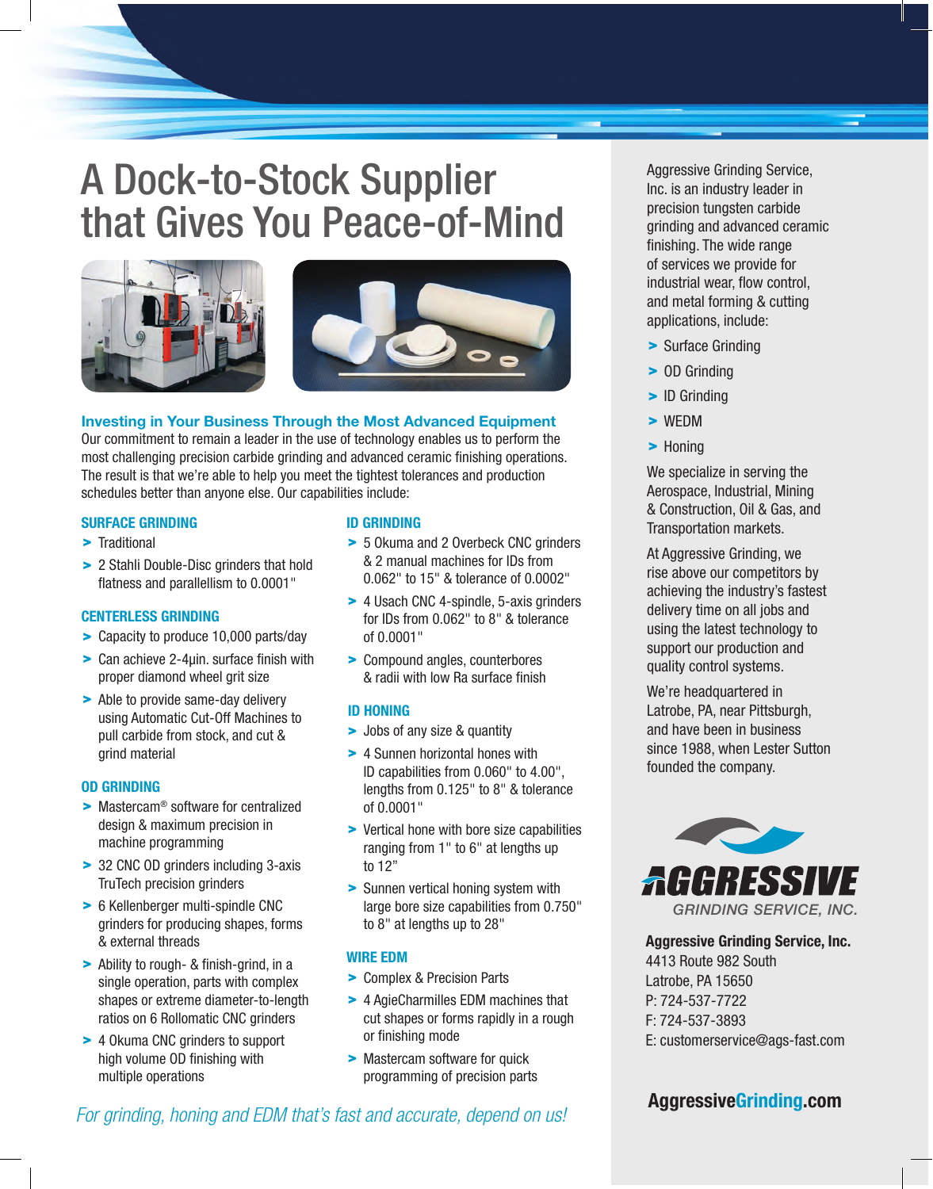# A Dock-to-Stock Supplier that Gives You Peace-of-Mind

## Investing in Your Business Through the Most Advanced Equipment

Our commitment to remain a leader in the use of technology enables us to perform the most challenging precision carbide grinding and advanced ceramic finishing operations. The result is that we're able to help you meet the tightest tolerances and production schedules better than anyone else. Our capabilities include:

### SURFACE GRINDING

- Traditional
- 2 Stahli Double-Disc grinders that hold flatness and parallellism to 0.0001"

### CENTERLESS GRINDING

- Capacity to produce 10,000 parts/day
- Can achieve 2-4µin. surface finish with proper diamond wheel grit size
- Able to provide same-day delivery using Automatic Cut-Off Machines to pull carbide from stock, and cut & grind material

### OD GRINDING

- Mastercam® software for centralized design & maximum precision in machine programming
- 32 CNC OD grinders including 3-axis TruTech precision grinders
- 6 Kellenberger multi-spindle CNC grinders for producing shapes, forms & external threads
- Ability to rough- & finish-grind, in a single operation, parts with complex shapes or extreme diameter-to-length ratios on 6 Rollomatic CNC grinders
- 4 Okuma CNC grinders to support high volume OD finishing with multiple operations

### ID GRINDING

- 5 Okuma and 2 Overbeck CNC grinders & 2 manual machines for IDs from 0.062" to 15" & tolerance of 0.0002"
- 4 Usach CNC 4-spindle, 5-axis grinders for IDs from 0.062" to 8" & tolerance of 0.0001"
- Compound angles, counterbores & radii with low Ra surface finish

### ID HONING

- Jobs of any size & quantity
- 4 Sunnen horizontal hones with ID capabilities from 0.060" to 4.00", lengths from 0.125" to 8" & tolerance of 0.0001"
- Vertical hone with bore size capabilities ranging from 1" to 6" at lengths up to 12"
- Sunnen vertical honing system with large bore size capabilities from 0.750" to 8" at lengths up to 28"

### WIRE EDM

- Complex & Precision Parts
- 4 AgieCharmilles EDM machines that cut shapes or forms rapidly in a rough or finishing mode
- Mastercam software for quick programming of precision parts

*For grinding, honing and EDM that's fast and accurate, depend on us!*

Aggressive Grinding Service, Inc. is an industry leader in precision tungsten carbide grinding and advanced ceramic finishing. The wide range of services we provide for industrial wear, flow control, and metal forming & cutting applications, include:

- Surface Grinding
- OD Grinding
- ID Grinding
- WEDM
- Honing

We specialize in serving the Aerospace, Industrial, Mining & Construction, Oil & Gas, and Transportation markets.

At Aggressive Grinding, we rise above our competitors by achieving the industry's fastest delivery time on all jobs and using the latest technology to support our production and quality control systems.

We're headquartered in Latrobe, PA, near Pittsburgh, and have been in business since 1988, when Lester Sutton founded the company.

AGGRESSIVE GRINDING SERVICE, INC.

**Aggressive Grinding Service, Inc.**
4413 Route 982 South
Latrobe, PA 15650
P: 724-537-7722
F: 724-537-3893
E: customerservice@ags-fast.com

**AggressiveGrinding.com**